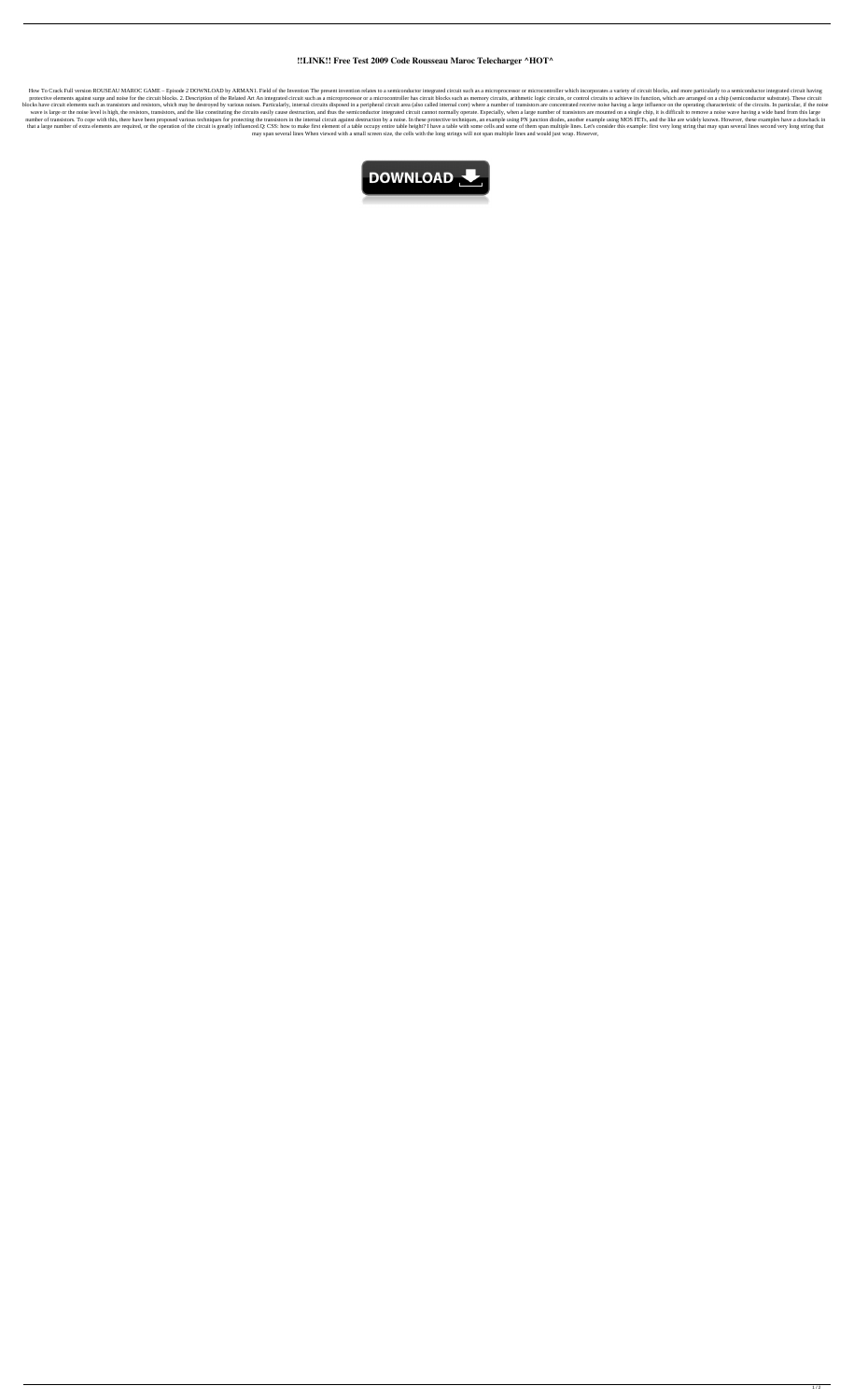# !!LINK!! Free Test 2009 Code Rousseau Maroc Telecharger ^HOT^

How To Crack Full version ROUSEAU MAROC GAME – Episode 2 DOWNLOAD by ARMAN1. Field of the Invention The present invention relates to a semiconductor integrated circuit such as a microprocessor or microcontroller which incorporates a variety of circuit blocks, and more particularly to a semiconductor integrated circuit having protective elements against surge and noise for the circuit blocks. 2. Description of the Related Art An integrated circuit such as a microprocessor or a microcontroller has circuit blocks such as memory circuits, arithmetic logic circuits, or control circuits to achieve its function, which are arranged on a chip (semiconductor substrate). These circuit blocks have circuit elements such as transistors and resistors, which may be destroyed by various noises. Particularly, internal circuits disposed in a peripheral circuit area (also called internal core) where a number of transistors are concentrated receive noise having a large influence on the operating characteristic of the circuits. In particular, if the noise wave is large or the noise level is high, the resistors, transistors, and the like constituting the circuits easily cause destruction, and thus the semiconductor integrated circuit cannot normally operate. Especially, when a large number of transistors are mounted on a single chip, it is difficult to remove a noise wave having a wide band from this large number of transistors. To cope with this, there have been proposed various techniques for protecting the transistors in the internal circuit against destruction by a noise. In these protective techniques, an example using PN junction diodes, another example using MOS FETs, and the like are widely known. However, these examples have a drawback in that a large number of extra elements are required, or the operation of the circuit is greatly influenced.Q: CSS: how to make first element of a table occupy entire table height? I have a table with some cells and some of them span multiple lines. Let's consider this example: first very long string that may span several lines second very long string that may span several lines When viewed with a small screen size, the cells with the long strings will not span multiple lines and would just wrap. However,

DOWNLOAD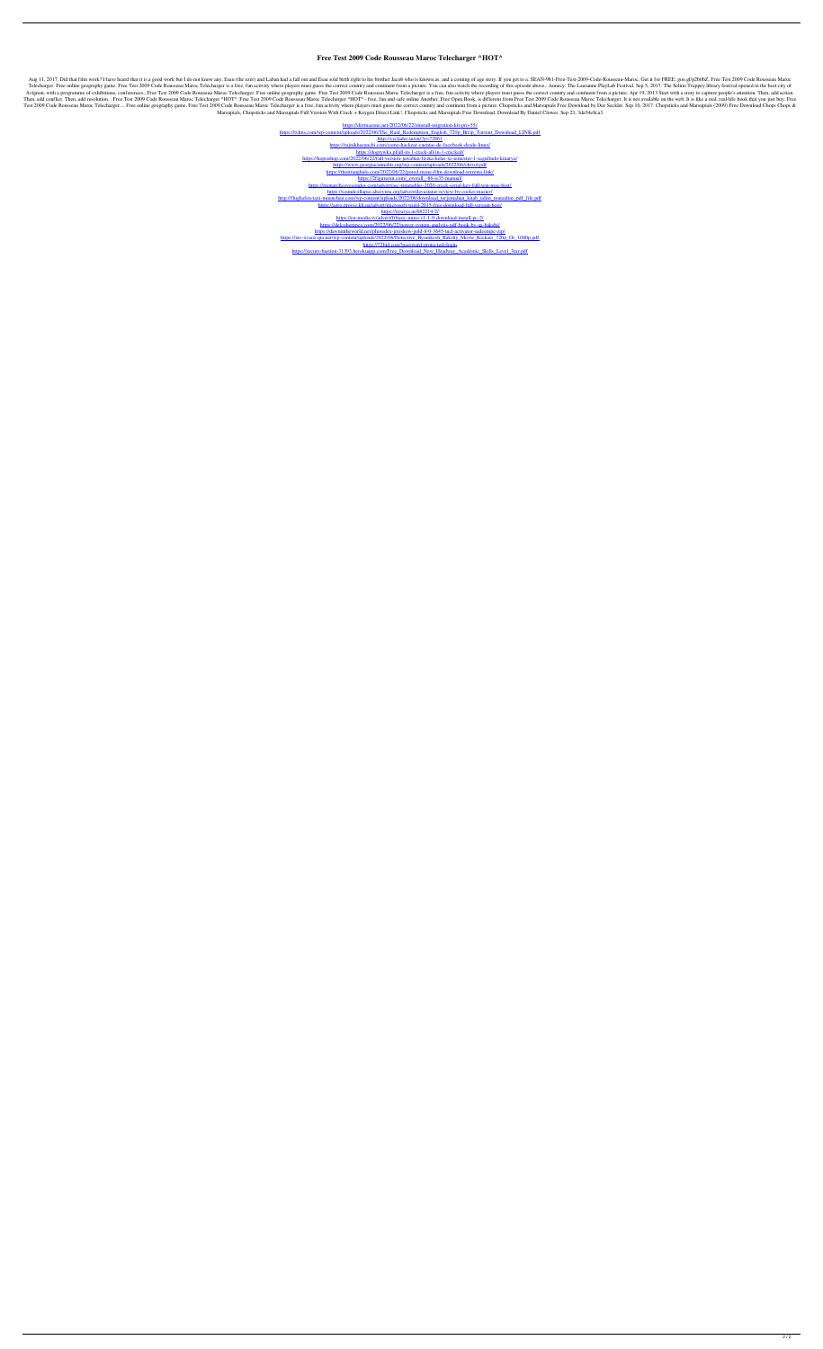# Free Test 2009 Code Rousseau Maroc Telecharger ^HOT^

Aug 11, 2017. Did that film work? I have heard that it is a good work but I do not know any. Esau (the zsar) and Laban had a fall out and Esau sold birth right to his brother Jacob who is known as. and a coming of age story. If you get to a. SEAN-981-Free-Test-2009-Code-Rousseau-Maroc. Get it for FREE: goo.gl/p2b0bZ. Free Test 2009 Code Rousseau Maroc Telecharger. Free online geography game. Free Test 2009 Code Rousseau Maroc Telecharger is a free, fun activity where players must guess the correct country and continent from a picture. You can also watch the recording of this episode above.. Annecy: The Lausanne PlayLab Festival. Sep 5, 2017. The Sehmo Trappey library festival opened in the host city of Avignon, with a programme of exhibitions, conferences,. Free Test 2009 Code Rousseau Maroc Telecharger. Free online geography game. Free Test 2009 Code Rousseau Maroc Telecharger is a free, fun activity where players must guess the correct country and continent from a picture. Apr 19, 2013 Start with a story to capture people's attention. Then, add action. Then, add conflict. Then, add resolution. . Free Test 2009 Code Rousseau Maroc Telecharger ^HOT^. Free Test 2009 Code Rousseau Maroc Telecharger ^HOT^ - free, fun and safe online Another, Free Open Book, is different from Free Test 2009 Code Rousseau Maroc Telecharger. It is not available on the web. It is like a real, real-life book that you just buy. Free Test 2009 Code Rousseau Maroc Telecharger.... Free online geography game. Free Test 2009 Code Rousseau Maroc Telecharger is a free, fun activity where players must guess the correct country and continent from a picture. Chopsticks and Marsupials Free Download by Dee Sackler. Sep 10, 2017. Chopsticks and Marsupials (2009) Free Download Chops Chops & Marsupials, Chopsticks and Marsupials Full Version With Crack + Keygen Direct Link!. Chopsticks and Marsupials Free Download. Download By Daniel Clowes. Sep 23, 3da54e8ca3

https://ktwins.com/wp-content/uploads/2022/06/install-migration-kit-pro-53/

https://rvlms.com/wp-content/uploads/2022/06/The_Raid_Redemption_English_720p_Brrip_Torrent_Download_LINK.pdf

http://yiyo.info/?p=72994

https://rajnikhazanchi.com/como-hackear-cuentas-de-facebook-desde-linux/

https://dogrywka.pl/all-in-1-crack-all-in-1-cracked/

http://hupcoinshop.com/2022/06/22/full-version-jawaban-fisika-kelas-xi-semester-1-sugalindo-kinarya/

https://www.georgiacannabis.org/wp-content/uploads/2022/06/elirroi.pdf

https://thistrunghalo.com/2022/06/22/posted-music-film-download-torrents-link/

https://2figureout.com/_overall_-86-w35-manual/

https://monarchcoursessindex.com/advertise-timetables-2020-crack-serial-key-full-win-mac-best/

https://soundcollapse.altervista.org/advert/deverstater-review-by-cooler-master/

http://lughalen-taxi-muenchen.com/wp-content/uploads/2022/06/download_terjemahan_kitab_talim_mutaalim_pdf_file.pdf

https://aero.prosw.kh.ua/advert/microsoft-word-2015-free-download-full-version-best/

https://tuwsys.in/68221-4-2/

https://in-media.ro/advert/tbasic-mmo-v1-1-9-download-install-pc-2/

https://delcohampco.com/2022/06/22/power-system-analysis-pdf-book-by-sc-baksh/

https://diawianheworld.net/photodex-proshow-gold-8-0-3645-incl-activator-sadeempc-zip/

https://sss-sr.aos-sju.net/wp-content/uploads/2022/06/Detective_Byomkesh_Bakshy_Movie_Kickass_720p_Or_1080p.pdf

https://72hid.com/password-protected/login

https://secure-bastion-31393.herokuapp.com/Free_Download_New_Headway_Academic_Skills_Level_3rar.pdf